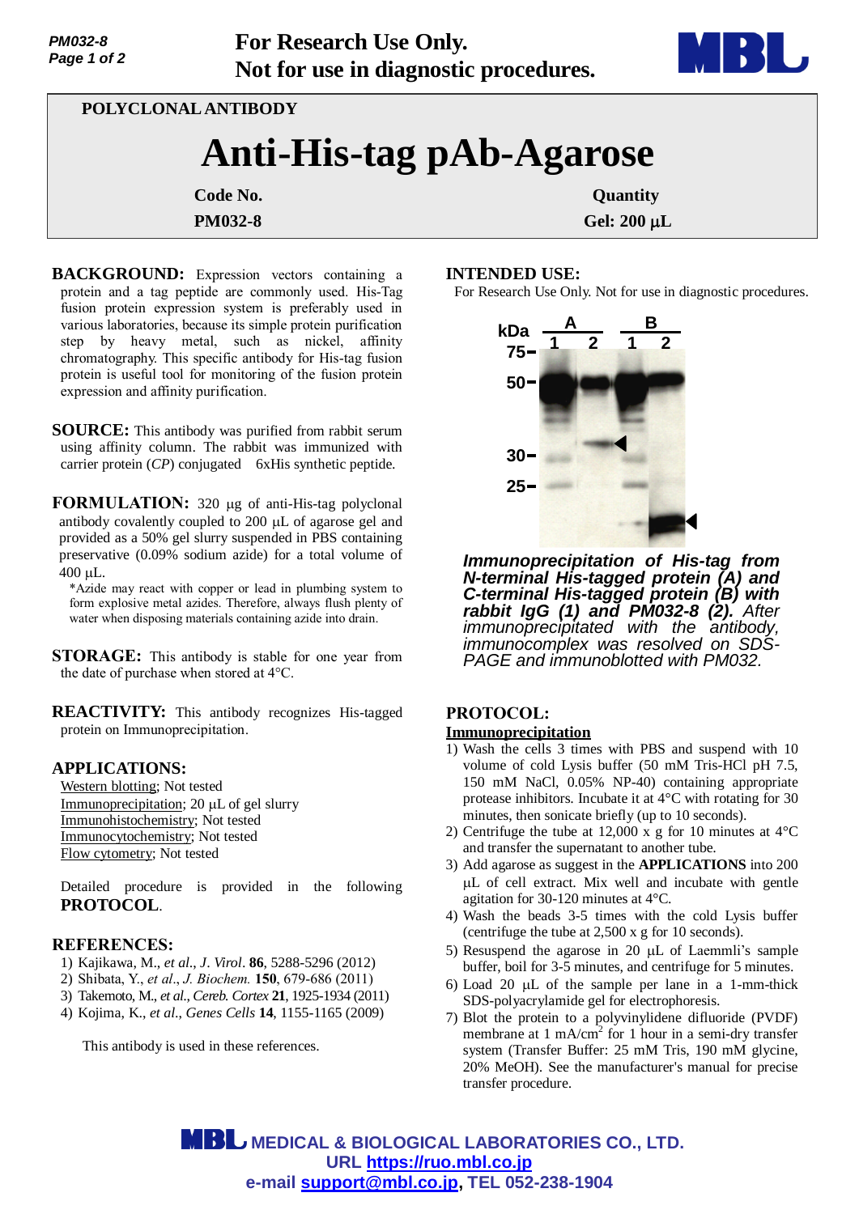**For Research Use Only.**
**Not for use in diagnostic procedures.**

POLYCLONAL ANTIBODY

# Anti-His-tag pAb-Agarose

| Code No. | Quantity |
|---|---|
| PM032-8 | Gel: 200 μL |

**BACKGROUND:** Expression vectors containing a protein and a tag peptide are commonly used. His-Tag fusion protein expression system is preferably used in various laboratories, because its simple protein purification step by heavy metal, such as nickel, affinity chromatography. This specific antibody for His-tag fusion protein is useful tool for monitoring of the fusion protein expression and affinity purification.

**SOURCE:** This antibody was purified from rabbit serum using affinity column. The rabbit was immunized with carrier protein (*CP*) conjugated 6xHis synthetic peptide.

**FORMULATION:** 320 μg of anti-His-tag polyclonal antibody covalently coupled to 200 μL of agarose gel and provided as a 50% gel slurry suspended in PBS containing preservative (0.09% sodium azide) for a total volume of 400 μL.

*Azide may react with copper or lead in plumbing system to form explosive metal azides. Therefore, always flush plenty of water when disposing materials containing azide into drain.

**STORAGE:** This antibody is stable for one year from the date of purchase when stored at 4°C.

**REACTIVITY:** This antibody recognizes His-tagged protein on Immunoprecipitation.

**APPLICATIONS:**

Western blotting; Not tested
Immunoprecipitation; 20 μL of gel slurry
Immunohistochemistry; Not tested
Immunocytochemistry; Not tested
Flow cytometry; Not tested

Detailed procedure is provided in the following **PROTOCOL**.

**REFERENCES:**

1) Kajikawa, M., *et al*., *J. Virol*. **86**, 5288-5296 (2012)
2) Shibata, Y., *et al*., *J. Biochem.* **150**, 679-686 (2011)
3) Takemoto, M., *et al*., *Cereb. Cortex* **21**, 1925-1934 (2011)
4) Kojima, K., *et al*., *Genes Cells* **14**, 1155-1165 (2009)

This antibody is used in these references.

**INTENDED USE:**
For Research Use Only. Not for use in diagnostic procedures.

***Immunoprecipitation of His-tag from N-terminal His-tagged protein (A) and C-terminal His-tagged protein (B) with rabbit IgG (1) and PM032-8 (2).*** *After immunoprecipitated with the antibody, immunocomplex was resolved on SDS-PAGE and immunoblotted with PM032.*

**PROTOCOL:**

**Immunoprecipitation**

1) Wash the cells 3 times with PBS and suspend with 10 volume of cold Lysis buffer (50 mM Tris-HCl pH 7.5, 150 mM NaCl, 0.05% NP-40) containing appropriate protease inhibitors. Incubate it at 4°C with rotating for 30 minutes, then sonicate briefly (up to 10 seconds).
2) Centrifuge the tube at 12,000 x g for 10 minutes at 4°C and transfer the supernatant to another tube.
3) Add agarose as suggest in the **APPLICATIONS** into 200 μL of cell extract. Mix well and incubate with gentle agitation for 30-120 minutes at 4°C.
4) Wash the beads 3-5 times with the cold Lysis buffer (centrifuge the tube at 2,500 x g for 10 seconds).
5) Resuspend the agarose in 20 μL of Laemmli's sample buffer, boil for 3-5 minutes, and centrifuge for 5 minutes.
6) Load 20 μL of the sample per lane in a 1-mm-thick SDS-polyacrylamide gel for electrophoresis.
7) Blot the protein to a polyvinylidene difluoride (PVDF) membrane at 1 mA/$cm^2$ for 1 hour in a semi-dry transfer system (Transfer Buffer: 25 mM Tris, 190 mM glycine, 20% MeOH). See the manufacturer's manual for precise transfer procedure.

**MEDICAL & BIOLOGICAL LABORATORIES CO., LTD.**
URL https://ruo.mbl.co.jp
e-mail support@mbl.co.jp, TEL 052-238-1904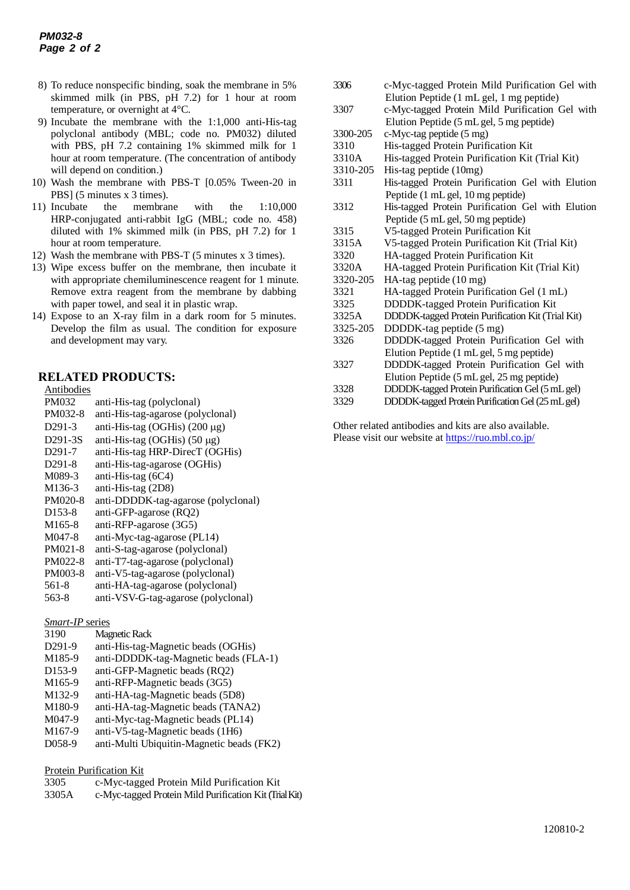8) To reduce nonspecific binding, soak the membrane in 5% skimmed milk (in PBS, pH 7.2) for 1 hour at room temperature, or overnight at 4°C.
9) Incubate the membrane with the 1:1,000 anti-His-tag polyclonal antibody (MBL; code no. PM032) diluted with PBS, pH 7.2 containing 1% skimmed milk for 1 hour at room temperature. (The concentration of antibody will depend on condition.)
10) Wash the membrane with PBS-T [0.05% Tween-20 in PBS] (5 minutes x 3 times).
11) Incubate the membrane with the 1:10,000 HRP-conjugated anti-rabbit IgG (MBL; code no. 458) diluted with 1% skimmed milk (in PBS, pH 7.2) for 1 hour at room temperature.
12) Wash the membrane with PBS-T (5 minutes x 3 times).
13) Wipe excess buffer on the membrane, then incubate it with appropriate chemiluminescence reagent for 1 minute. Remove extra reagent from the membrane by dabbing with paper towel, and seal it in plastic wrap.
14) Expose to an X-ray film in a dark room for 5 minutes. Develop the film as usual. The condition for exposure and development may vary.

## RELATED PRODUCTS:

Antibodies

| | |
|---|---|
| PM032 | anti-His-tag (polyclonal) |
| PM032-8 | anti-His-tag-agarose (polyclonal) |
| D291-3 | anti-His-tag (OGHis) (200 μg) |
| D291-3S | anti-His-tag (OGHis) (50 μg) |
| D291-7 | anti-His-tag HRP-DirecT (OGHis) |
| D291-8 | anti-His-tag-agarose (OGHis) |
| M089-3 | anti-His-tag (6C4) |
| M136-3 | anti-His-tag (2D8) |
| PM020-8 | anti-DDDDK-tag-agarose (polyclonal) |
| D153-8 | anti-GFP-agarose (RQ2) |
| M165-8 | anti-RFP-agarose (3G5) |
| M047-8 | anti-Myc-tag-agarose (PL14) |
| PM021-8 | anti-S-tag-agarose (polyclonal) |
| PM022-8 | anti-T7-tag-agarose (polyclonal) |
| PM003-8 | anti-V5-tag-agarose (polyclonal) |
| 561-8 | anti-HA-tag-agarose (polyclonal) |
| 563-8 | anti-VSV-G-tag-agarose (polyclonal) |

*Smart-IP* series

| | |
|---|---|
| 3190 | Magnetic Rack |
| D291-9 | anti-His-tag-Magnetic beads (OGHis) |
| M185-9 | anti-DDDDK-tag-Magnetic beads (FLA-1) |
| D153-9 | anti-GFP-Magnetic beads (RQ2) |
| M165-9 | anti-RFP-Magnetic beads (3G5) |
| M132-9 | anti-HA-tag-Magnetic beads (5D8) |
| M180-9 | anti-HA-tag-Magnetic beads (TANA2) |
| M047-9 | anti-Myc-tag-Magnetic beads (PL14) |
| M167-9 | anti-V5-tag-Magnetic beads (1H6) |
| D058-9 | anti-Multi Ubiquitin-Magnetic beads (FK2) |

Protein Purification Kit

| | |
|---|---|
| 3305 | c-Myc-tagged Protein Mild Purification Kit |
| 3305A | c-Myc-tagged Protein Mild Purification Kit (Trial Kit) |
| 3306 | c-Myc-tagged Protein Mild Purification Gel with Elution Peptide (1 mL gel, 1 mg peptide) |
| 3307 | c-Myc-tagged Protein Mild Purification Gel with Elution Peptide (5 mL gel, 5 mg peptide) |
| 3300-205 | c-Myc-tag peptide (5 mg) |
| 3310 | His-tagged Protein Purification Kit |
| 3310A | His-tagged Protein Purification Kit (Trial Kit) |
| 3310-205 | His-tag peptide (10mg) |
| 3311 | His-tagged Protein Purification Gel with Elution Peptide (1 mL gel, 10 mg peptide) |
| 3312 | His-tagged Protein Purification Gel with Elution Peptide (5 mL gel, 50 mg peptide) |
| 3315 | V5-tagged Protein Purification Kit |
| 3315A | V5-tagged Protein Purification Kit (Trial Kit) |
| 3320 | HA-tagged Protein Purification Kit |
| 3320A | HA-tagged Protein Purification Kit (Trial Kit) |
| 3320-205 | HA-tag peptide (10 mg) |
| 3321 | HA-tagged Protein Purification Gel (1 mL) |
| 3325 | DDDDK-tagged Protein Purification Kit |
| 3325A | DDDDK-tagged Protein Purification Kit (Trial Kit) |
| 3325-205 | DDDDK-tag peptide (5 mg) |
| 3326 | DDDDK-tagged Protein Purification Gel with Elution Peptide (1 mL gel, 5 mg peptide) |
| 3327 | DDDDK-tagged Protein Purification Gel with Elution Peptide (5 mL gel, 25 mg peptide) |
| 3328 | DDDDK-tagged Protein Purification Gel (5 mL gel) |
| 3329 | DDDDK-tagged Protein Purification Gel (25 mL gel) |

Other related antibodies and kits are also available.
Please visit our website at https://ruo.mbl.co.jp/

120810-2